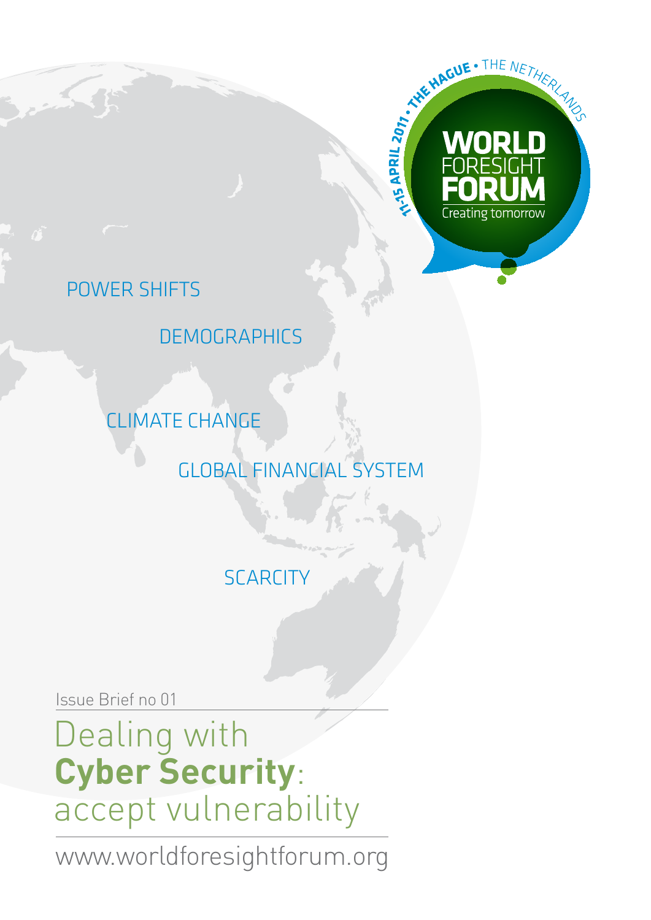11-15 APRIL 2011 • THE HAGUE • THE NETHERLANDS

**WORLD** FORESIGHT **FORUM**

Creating tomorrow

POWER SHIFTS

DEMOGRAPHICS

CLIMATE CHANGE

GLOBAL FINANCIAL SYSTEM

SCARCITY

Issue Brief no 01

# Dealing with **Cyber Security**: accept vulnerability

www.worldforesightforum.org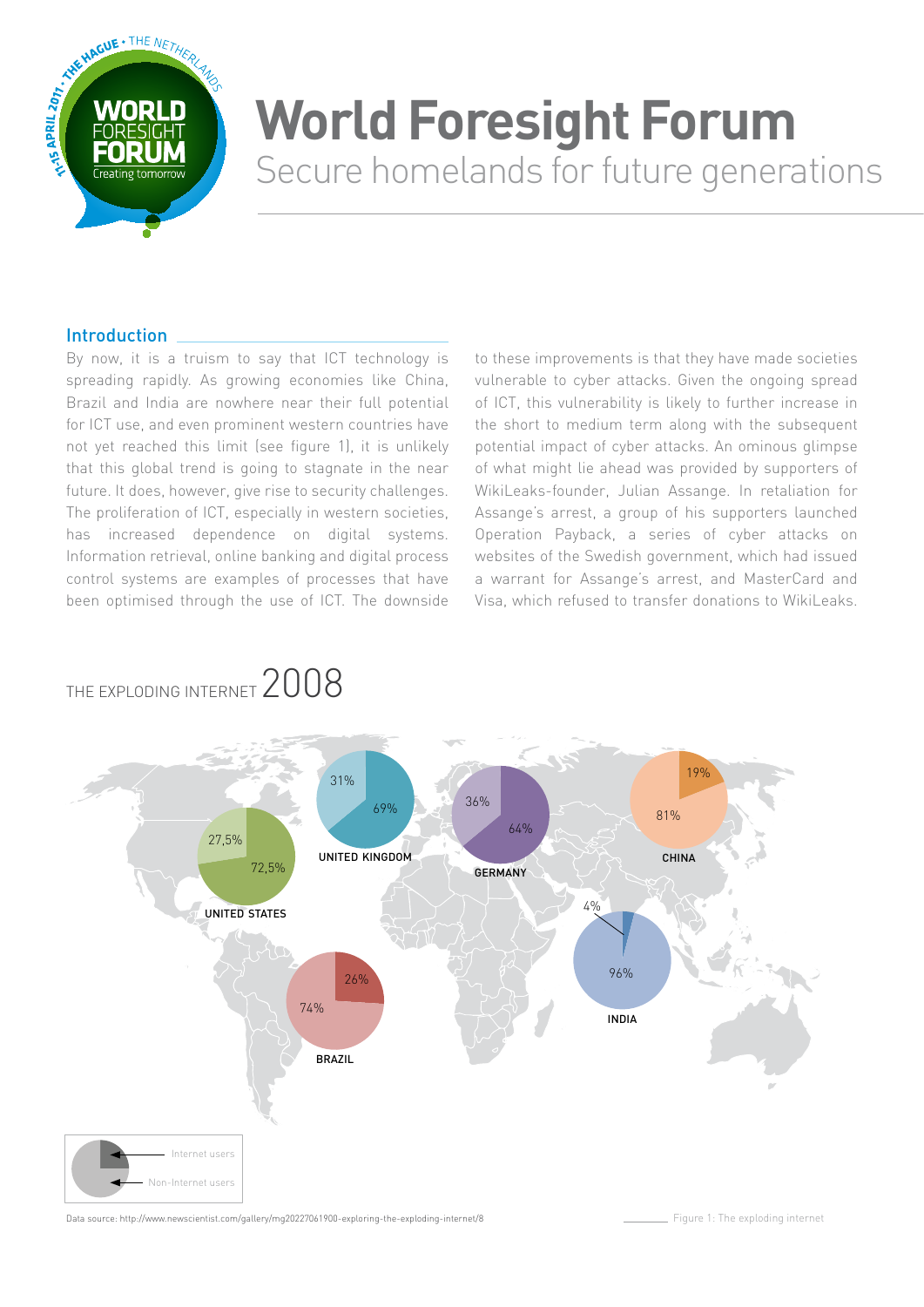# World Foresight Forum

Secure homelands for future generations

## Introduction

By now, it is a truism to say that ICT technology is spreading rapidly. As growing economies like China, Brazil and India are nowhere near their full potential for ICT use, and even prominent western countries have not yet reached this limit (see figure 1), it is unlikely that this global trend is going to stagnate in the near future. It does, however, give rise to security challenges. The proliferation of ICT, especially in western societies, has increased dependence on digital systems. Information retrieval, online banking and digital process control systems are examples of processes that have been optimised through the use of ICT. The downside to these improvements is that they have made societies vulnerable to cyber attacks. Given the ongoing spread of ICT, this vulnerability is likely to further increase in the short to medium term along with the subsequent potential impact of cyber attacks. An ominous glimpse of what might lie ahead was provided by supporters of WikiLeaks-founder, Julian Assange. In retaliation for Assange's arrest, a group of his supporters launched Operation Payback, a series of cyber attacks on websites of the Swedish government, which had issued a warrant for Assange's arrest, and MasterCard and Visa, which refused to transfer donations to WikiLeaks.

THE EXPLODING INTERNET 2008

| Country | Internet users | Non-Internet users |
| --- | --- | --- |
| United States | 72,5% | 27,5% |
| United Kingdom | 69% | 31% |
| Germany | 64% | 36% |
| China | 19% | 81% |
| Brazil | 26% | 74% |
| India | 4% | 96% |

Data source: http://www.newscientist.com/gallery/mg20227061900-exploring-the-exploding-internet/8

Figure 1: The exploding internet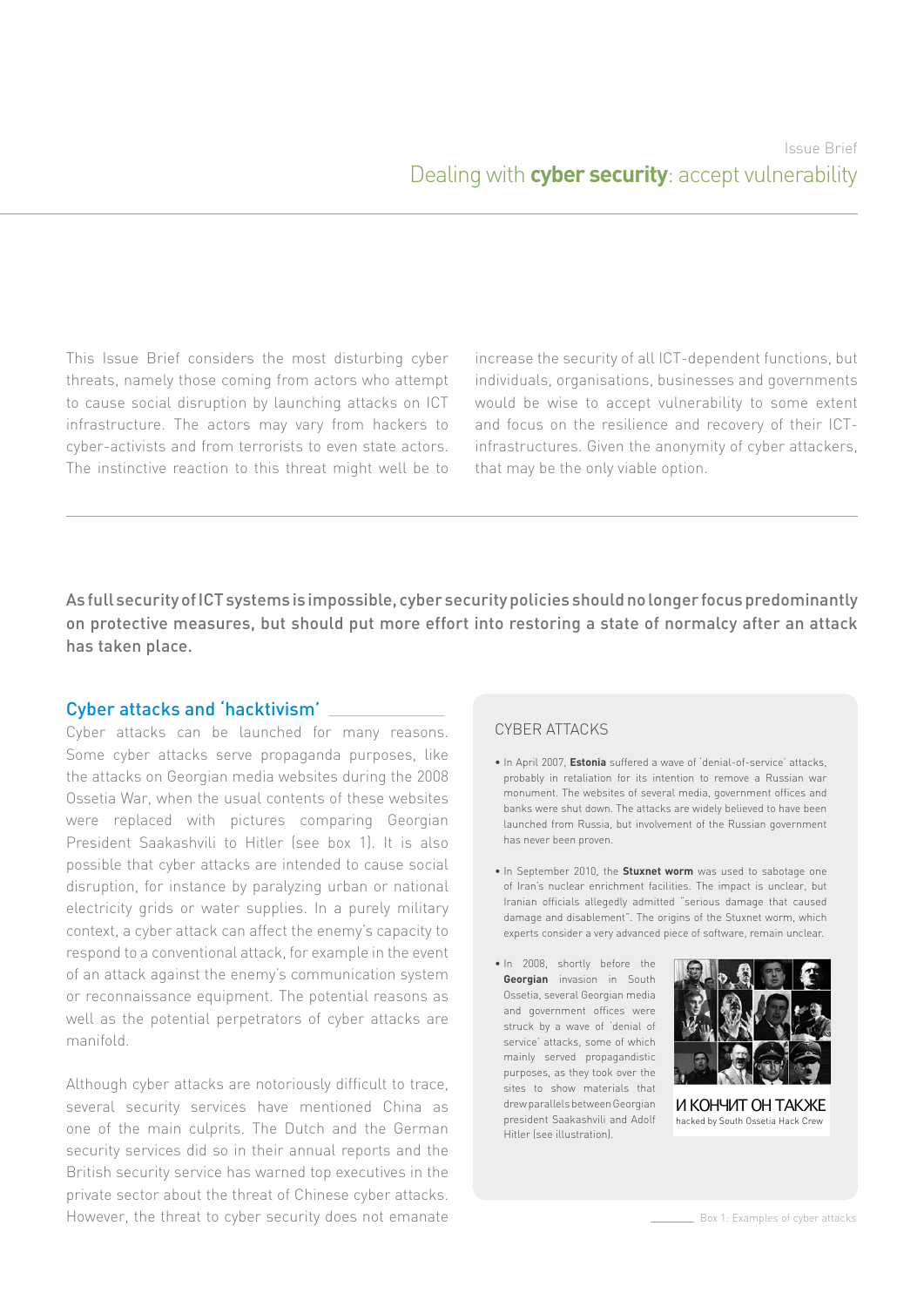Issue Brief

# Dealing with **cyber security**: accept vulnerability

This Issue Brief considers the most disturbing cyber threats, namely those coming from actors who attempt to cause social disruption by launching attacks on ICT infrastructure. The actors may vary from hackers to cyber-activists and from terrorists to even state actors. The instinctive reaction to this threat might well be to increase the security of all ICT-dependent functions, but individuals, organisations, businesses and governments would be wise to accept vulnerability to some extent and focus on the resilience and recovery of their ICT-infrastructures. Given the anonymity of cyber attackers, that may be the only viable option.

**As full security of ICT systems is impossible, cyber security policies should no longer focus predominantly on protective measures, but should put more effort into restoring a state of normalcy after an attack has taken place.**

## Cyber attacks and 'hacktivism'

Cyber attacks can be launched for many reasons. Some cyber attacks serve propaganda purposes, like the attacks on Georgian media websites during the 2008 Ossetia War, when the usual contents of these websites were replaced with pictures comparing Georgian President Saakashvili to Hitler (see box 1). It is also possible that cyber attacks are intended to cause social disruption, for instance by paralyzing urban or national electricity grids or water supplies. In a purely military context, a cyber attack can affect the enemy's capacity to respond to a conventional attack, for example in the event of an attack against the enemy's communication system or reconnaissance equipment. The potential reasons as well as the potential perpetrators of cyber attacks are manifold.

Although cyber attacks are notoriously difficult to trace, several security services have mentioned China as one of the main culprits. The Dutch and the German security services did so in their annual reports and the British security service has warned top executives in the private sector about the threat of Chinese cyber attacks. However, the threat to cyber security does not emanate

### CYBER ATTACKS

- In April 2007, **Estonia** suffered a wave of 'denial-of-service' attacks, probably in retaliation for its intention to remove a Russian war monument. The websites of several media, government offices and banks were shut down. The attacks are widely believed to have been launched from Russia, but involvement of the Russian government has never been proven.
- In September 2010, the **Stuxnet worm** was used to sabotage one of Iran's nuclear enrichment facilities. The impact is unclear, but Iranian officials allegedly admitted "serious damage that caused damage and disablement". The origins of the Stuxnet worm, which experts consider a very advanced piece of software, remain unclear.
- In 2008, shortly before the **Georgian** invasion in South Ossetia, several Georgian media and government offices were struck by a wave of 'denial of service' attacks, some of which mainly served propagandistic purposes, as they took over the sites to show materials that drew parallels between Georgian president Saakashvili and Adolf Hitler (see illustration).

И КОНЧИТ ОН ТАКЖЕ
hacked by South Ossetia Hack Crew

Box 1: Examples of cyber attacks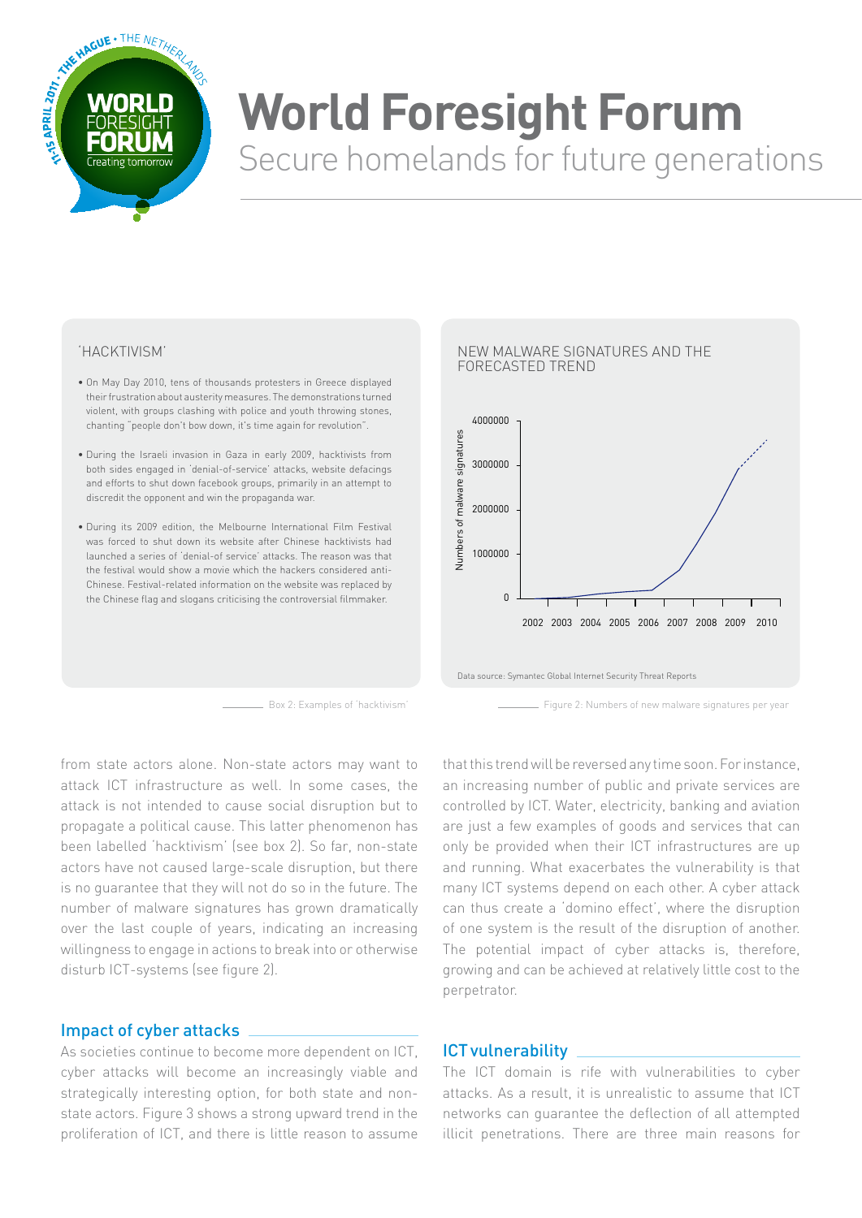## 'HACKTIVISM'

- On May Day 2010, tens of thousands protesters in Greece displayed their frustration about austerity measures. The demonstrations turned violent, with groups clashing with police and youth throwing stones, chanting "people don't bow down, it's time again for revolution".
- During the Israeli invasion in Gaza in early 2009, hacktivists from both sides engaged in 'denial-of-service' attacks, website defacings and efforts to shut down facebook groups, primarily in an attempt to discredit the opponent and win the propaganda war.
- During its 2009 edition, the Melbourne International Film Festival was forced to shut down its website after Chinese hacktivists had launched a series of 'denial-of service' attacks. The reason was that the festival would show a movie which the hackers considered anti-Chinese. Festival-related information on the website was replaced by the Chinese flag and slogans criticising the controversial filmmaker.

Box 2: Examples of 'hacktivism'

## NEW MALWARE SIGNATURES AND THE FORECASTED TREND

Numbers of malware signatures: 0, 1000000, 2000000, 3000000, 4000000

2002 2003 2004 2005 2006 2007 2008 2009 2010

Data source: Symantec Global Internet Security Threat Reports

Figure 2: Numbers of new malware signatures per year

from state actors alone. Non-state actors may want to attack ICT infrastructure as well. In some cases, the attack is not intended to cause social disruption but to propagate a political cause. This latter phenomenon has been labelled 'hacktivism' (see box 2). So far, non-state actors have not caused large-scale disruption, but there is no guarantee that they will not do so in the future. The number of malware signatures has grown dramatically over the last couple of years, indicating an increasing willingness to engage in actions to break into or otherwise disturb ICT-systems (see figure 2).

## Impact of cyber attacks

As societies continue to become more dependent on ICT, cyber attacks will become an increasingly viable and strategically interesting option, for both state and non-state actors. Figure 3 shows a strong upward trend in the proliferation of ICT, and there is little reason to assume that this trend will be reversed any time soon. For instance, an increasing number of public and private services are controlled by ICT. Water, electricity, banking and aviation are just a few examples of goods and services that can only be provided when their ICT infrastructures are up and running. What exacerbates the vulnerability is that many ICT systems depend on each other. A cyber attack can thus create a 'domino effect', where the disruption of one system is the result of the disruption of another. The potential impact of cyber attacks is, therefore, growing and can be achieved at relatively little cost to the perpetrator.

## ICT vulnerability

The ICT domain is rife with vulnerabilities to cyber attacks. As a result, it is unrealistic to assume that ICT networks can guarantee the deflection of all attempted illicit penetrations. There are three main reasons for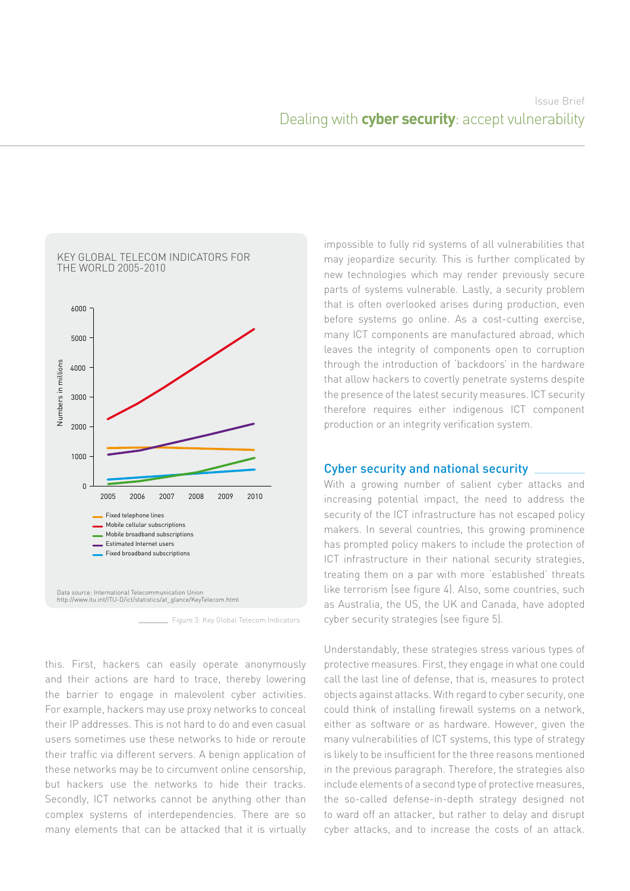KEY GLOBAL TELECOM INDICATORS FOR THE WORLD 2005-2010

Numbers in millions

- Fixed telephone lines
- Mobile cellular subscriptions
- Mobile broadband subscriptions
- Estimated Internet users
- Fixed broadband subscriptions

Data source: International Telecommunication Union http://www.itu.int/ITU-D/ict/statistics/at_glance/KeyTelecom.html

Figure 3: Key Global Telecom Indicators

this. First, hackers can easily operate anonymously and their actions are hard to trace, thereby lowering the barrier to engage in malevolent cyber activities. For example, hackers may use proxy networks to conceal their IP addresses. This is not hard to do and even casual users sometimes use these networks to hide or reroute their traffic via different servers. A benign application of these networks may be to circumvent online censorship, but hackers use the networks to hide their tracks. Secondly, ICT networks cannot be anything other than complex systems of interdependencies. There are so many elements that can be attacked that it is virtually impossible to fully rid systems of all vulnerabilities that may jeopardize security. This is further complicated by new technologies which may render previously secure parts of systems vulnerable. Lastly, a security problem that is often overlooked arises during production, even before systems go online. As a cost-cutting exercise, many ICT components are manufactured abroad, which leaves the integrity of components open to corruption through the introduction of 'backdoors' in the hardware that allow hackers to covertly penetrate systems despite the presence of the latest security measures. ICT security therefore requires either indigenous ICT component production or an integrity verification system.

## Cyber security and national security

With a growing number of salient cyber attacks and increasing potential impact, the need to address the security of the ICT infrastructure has not escaped policy makers. In several countries, this growing prominence has prompted policy makers to include the protection of ICT infrastructure in their national security strategies, treating them on a par with more 'established' threats like terrorism (see figure 4). Also, some countries, such as Australia, the US, the UK and Canada, have adopted cyber security strategies (see figure 5).

Understandably, these strategies stress various types of protective measures. First, they engage in what one could call the last line of defense, that is, measures to protect objects against attacks. With regard to cyber security, one could think of installing firewall systems on a network, either as software or as hardware. However, given the many vulnerabilities of ICT systems, this type of strategy is likely to be insufficient for the three reasons mentioned in the previous paragraph. Therefore, the strategies also include elements of a second type of protective measures, the so-called defense-in-depth strategy designed not to ward off an attacker, but rather to delay and disrupt cyber attacks, and to increase the costs of an attack.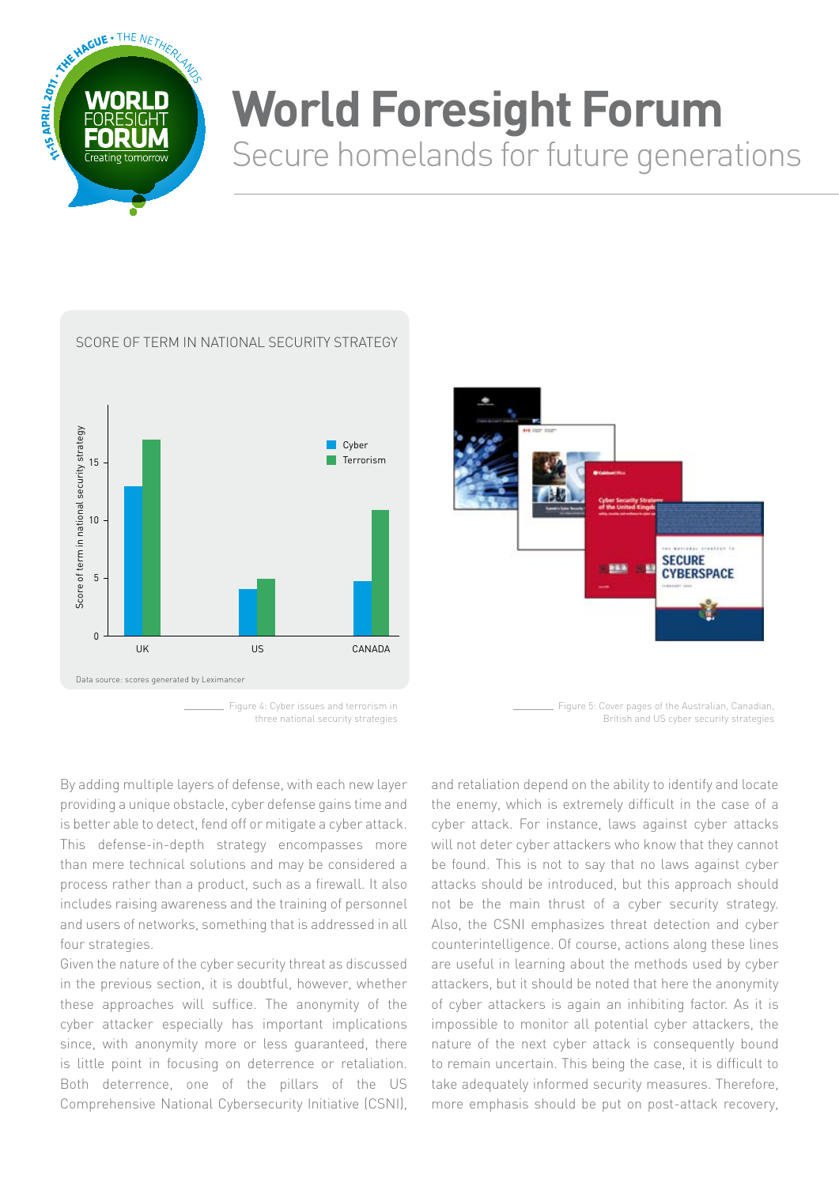SCORE OF TERM IN NATIONAL SECURITY STRATEGY

Data source: scores generated by Leximancer

Figure 4: Cyber issues and terrorism in three national security strategies

Figure 5: Cover pages of the Australian, Canadian, British and US cyber security strategies

By adding multiple layers of defense, with each new layer providing a unique obstacle, cyber defense gains time and is better able to detect, fend off or mitigate a cyber attack. This defense-in-depth strategy encompasses more than mere technical solutions and may be considered a process rather than a product, such as a firewall. It also includes raising awareness and the training of personnel and users of networks, something that is addressed in all four strategies.

Given the nature of the cyber security threat as discussed in the previous section, it is doubtful, however, whether these approaches will suffice. The anonymity of the cyber attacker especially has important implications since, with anonymity more or less guaranteed, there is little point in focusing on deterrence or retaliation. Both deterrence, one of the pillars of the US Comprehensive National Cybersecurity Initiative (CSNI), and retaliation depend on the ability to identify and locate the enemy, which is extremely difficult in the case of a cyber attack. For instance, laws against cyber attacks will not deter cyber attackers who know that they cannot be found. This is not to say that no laws against cyber attacks should be introduced, but this approach should not be the main thrust of a cyber security strategy. Also, the CSNI emphasizes threat detection and cyber counterintelligence. Of course, actions along these lines are useful in learning about the methods used by cyber attackers, but it should be noted that here the anonymity of cyber attackers is again an inhibiting factor. As it is impossible to monitor all potential cyber attackers, the nature of the next cyber attack is consequently bound to remain uncertain. This being the case, it is difficult to take adequately informed security measures. Therefore, more emphasis should be put on post-attack recovery,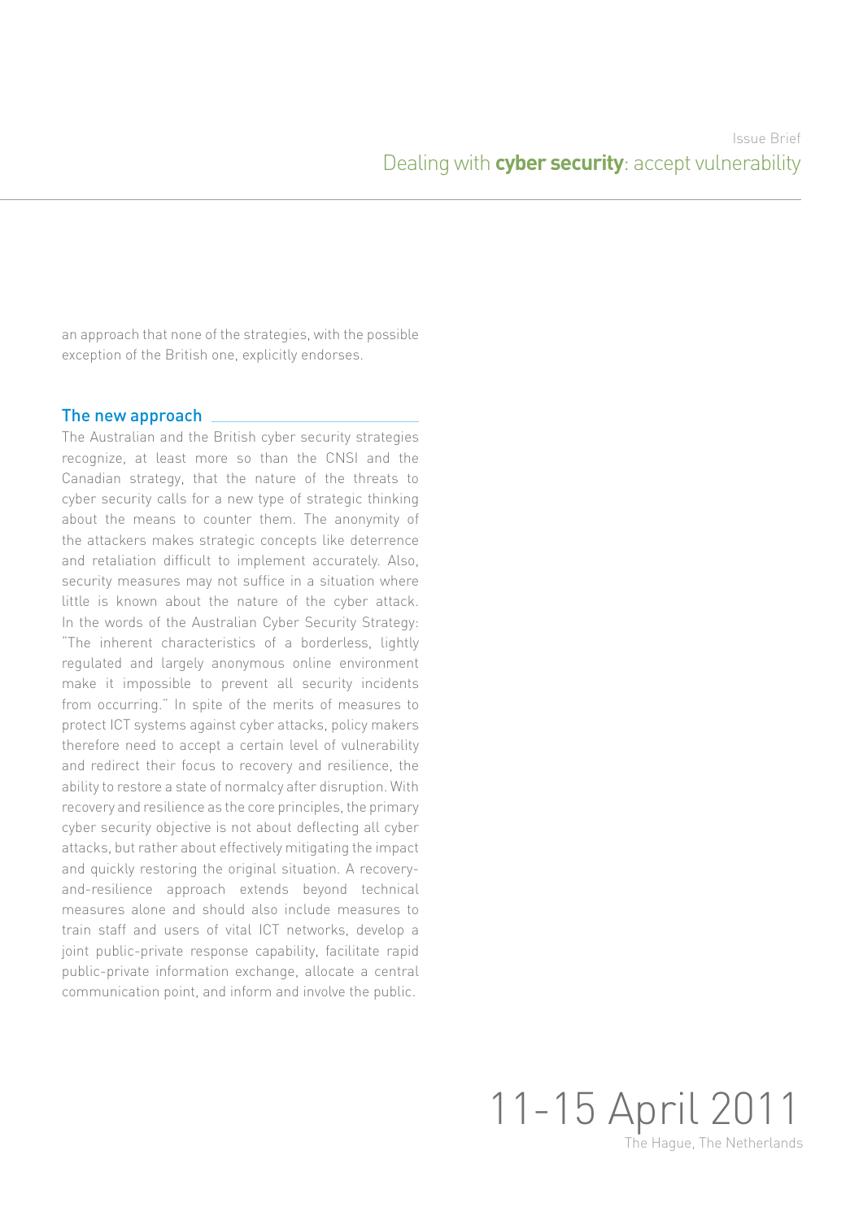an approach that none of the strategies, with the possible exception of the British one, explicitly endorses.

## The new approach

The Australian and the British cyber security strategies recognize, at least more so than the CNSI and the Canadian strategy, that the nature of the threats to cyber security calls for a new type of strategic thinking about the means to counter them. The anonymity of the attackers makes strategic concepts like deterrence and retaliation difficult to implement accurately. Also, security measures may not suffice in a situation where little is known about the nature of the cyber attack. In the words of the Australian Cyber Security Strategy: "The inherent characteristics of a borderless, lightly regulated and largely anonymous online environment make it impossible to prevent all security incidents from occurring." In spite of the merits of measures to protect ICT systems against cyber attacks, policy makers therefore need to accept a certain level of vulnerability and redirect their focus to recovery and resilience, the ability to restore a state of normalcy after disruption. With recovery and resilience as the core principles, the primary cyber security objective is not about deflecting all cyber attacks, but rather about effectively mitigating the impact and quickly restoring the original situation. A recovery-and-resilience approach extends beyond technical measures alone and should also include measures to train staff and users of vital ICT networks, develop a joint public-private response capability, facilitate rapid public-private information exchange, allocate a central communication point, and inform and involve the public.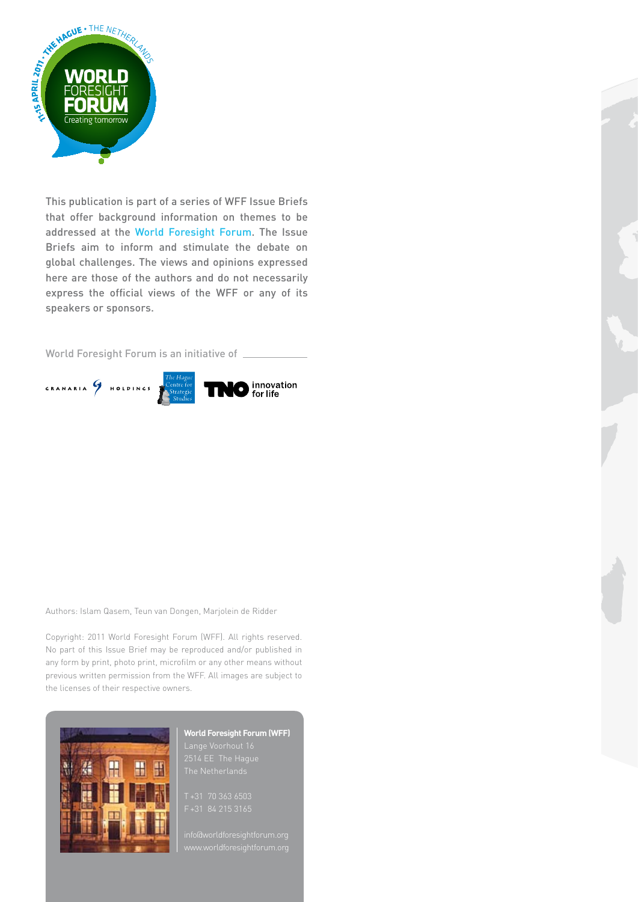11-15 APRIL 2011 • THE HAGUE • THE NETHERLANDS

WORLD FORESIGHT FORUM
Creating tomorrow

This publication is part of a series of WFF Issue Briefs that offer background information on themes to be addressed at the World Foresight Forum. The Issue Briefs aim to inform and stimulate the debate on global challenges. The views and opinions expressed here are those of the authors and do not necessarily express the official views of the WFF or any of its speakers or sponsors.

World Foresight Forum is an initiative of

GRANARIA HOLDINGS · The Hague Centre for Strategic Studies · TNO innovation for life

Authors: Islam Qasem, Teun van Dongen, Marjolein de Ridder

Copyright: 2011 World Foresight Forum (WFF). All rights reserved. No part of this Issue Brief may be reproduced and/or published in any form by print, photo print, microfilm or any other means without previous written permission from the WFF. All images are subject to the licenses of their respective owners.

**World Foresight Forum (WFF)**
Lange Voorhout 16
2514 EE The Hague
The Netherlands

T +31 70 363 6503
F +31 84 215 3165

info@worldforesightforum.org
www.worldforesightforum.org